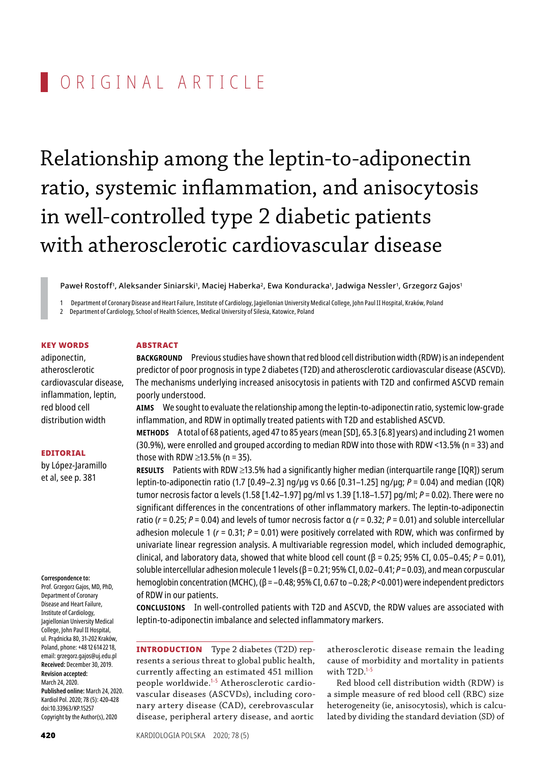ORIGINAL ARTICLE

# Relationship among the leptin-to-adiponectin ratio, systemic inflammation, and anisocytosis in well-controlled type 2 diabetic patients with atherosclerotic cardiovascular disease

Paweł Rostoff[1], Aleksander Siniarski[1], Maciej Haberka[2], Ewa Konduracka[1], Jadwiga Nessler[1], Grzegorz Gajos[1]

1 Department of Coronary Disease and Heart Failure, Institute of Cardiology, Jagiellonian University Medical College, John Paul II Hospital, Kraków, Poland
2 Department of Cardiology, School of Health Sciences, Medical University of Silesia, Katowice, Poland

**KEY WORDS**
adiponectin, atherosclerotic cardiovascular disease, inflammation, leptin, red blood cell distribution width

**EDITORIAL**
by López-Jaramillo et al, see p. 381

## ABSTRACT

**BACKGROUND** Previous studies have shown that red blood cell distribution width (RDW) is an independent predictor of poor prognosis in type 2 diabetes (T2D) and atherosclerotic cardiovascular disease (ASCVD). The mechanisms underlying increased anisocytosis in patients with T2D and confirmed ASCVD remain poorly understood.

**AIMS** We sought to evaluate the relationship among the leptin-to-adiponectin ratio, systemic low-grade inflammation, and RDW in optimally treated patients with T2D and established ASCVD.

**METHODS** A total of 68 patients, aged 47 to 85 years (mean [SD], 65.3 [6.8] years) and including 21 women (30.9%), were enrolled and grouped according to median RDW into those with RDW <13.5% (n = 33) and those with RDW ≥13.5% (n = 35).

**RESULTS** Patients with RDW ≥13.5% had a significantly higher median (interquartile range [IQR]) serum leptin-to-adiponectin ratio (1.7 [0.49–2.3] ng/μg vs 0.66 [0.31–1.25] ng/μg; $P = 0.04$) and median (IQR) tumor necrosis factor α levels (1.58 [1.42–1.97] pg/ml vs 1.39 [1.18–1.57] pg/ml; $P = 0.02$). There were no significant differences in the concentrations of other inflammatory markers. The leptin-to-adiponectin ratio ($r = 0.25$; $P = 0.04$) and levels of tumor necrosis factor α ($r = 0.32$; $P = 0.01$) and soluble intercellular adhesion molecule 1 ($r = 0.31$; $P = 0.01$) were positively correlated with RDW, which was confirmed by univariate linear regression analysis. A multivariable regression model, which included demographic, clinical, and laboratory data, showed that white blood cell count (β = 0.25; 95% CI, 0.05–0.45; $P = 0.01$), soluble intercellular adhesion molecule 1 levels (β = 0.21; 95% CI, 0.02–0.41; $P = 0.03$), and mean corpuscular hemoglobin concentration (MCHC), (β = –0.48; 95% CI, 0.67 to –0.28; $P < 0.001$) were independent predictors of RDW in our patients.

**CONCLUSIONS** In well-controlled patients with T2D and ASCVD, the RDW values are associated with leptin-to-adiponectin imbalance and selected inflammatory markers.

**Correspondence to:**
Prof. Grzegorz Gajos, MD, PhD, Department of Coronary Disease and Heart Failure, Institute of Cardiology, Jagiellonian University Medical College, John Paul II Hospital, ul. Prądnicka 80, 31-202 Kraków, Poland, phone: +48 12 614 22 18, email: grzegorz.gajos@uj.edu.pl
**Received:** December 30, 2019.
**Revision accepted:** March 24, 2020.
**Published online:** March 24, 2020.
Kardiol Pol. 2020; 78 (5): 420-428
doi:10.33963/KP.15257
Copyright by the Author(s), 2020

**INTRODUCTION** Type 2 diabetes (T2D) represents a serious threat to global public health, currently affecting an estimated 451 million people worldwide.[1-5] Atherosclerotic cardiovascular diseases (ASCVDs), including coronary artery disease (CAD), cerebrovascular disease, peripheral artery disease, and aortic atherosclerotic disease remain the leading cause of morbidity and mortality in patients with T2D.[1-5]

Red blood cell distribution width (RDW) is a simple measure of red blood cell (RBC) size heterogeneity (ie, anisocytosis), which is calculated by dividing the standard deviation (SD) of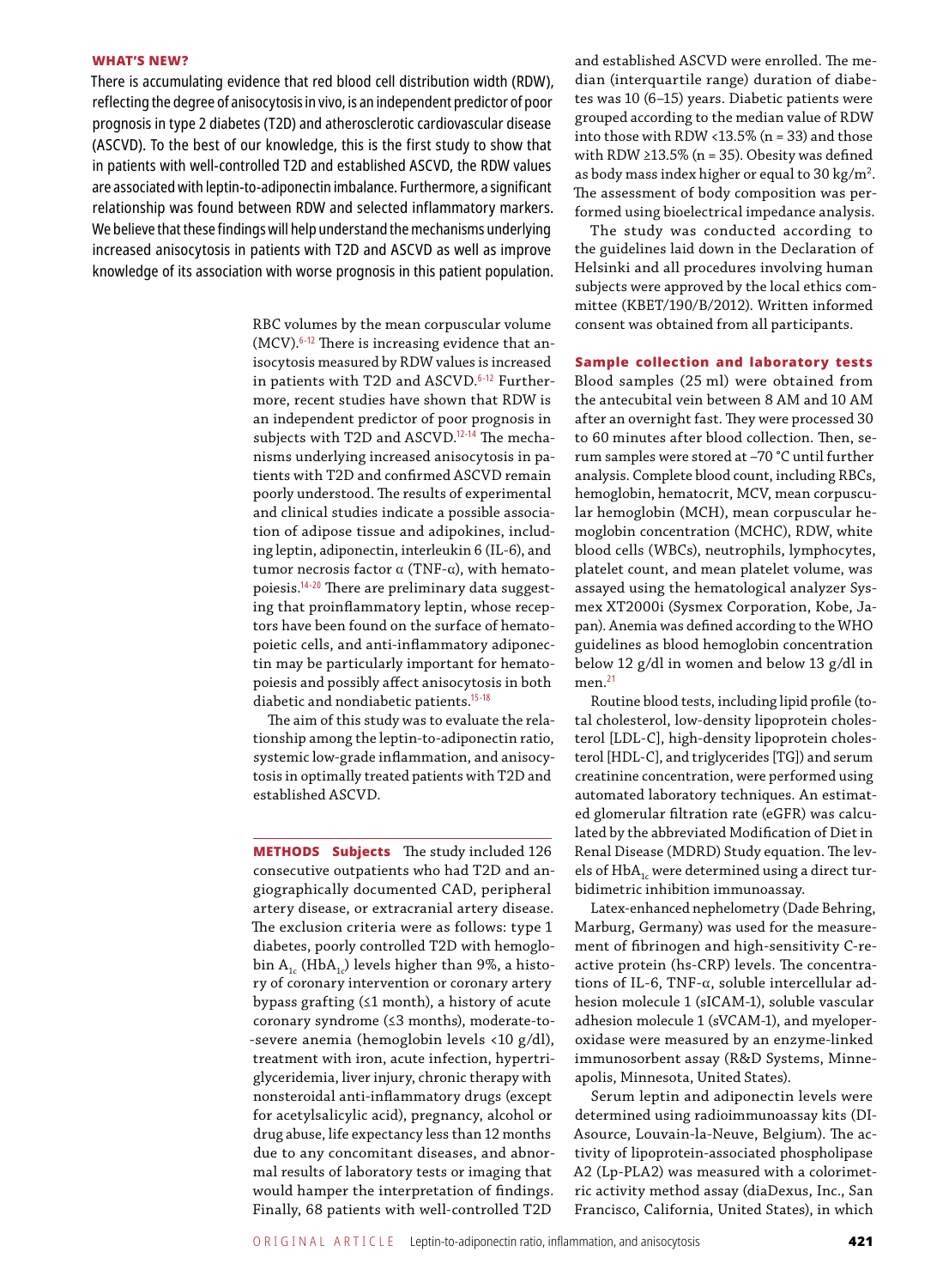**WHAT'S NEW?**

There is accumulating evidence that red blood cell distribution width (RDW), reflecting the degree of anisocytosis in vivo, is an independent predictor of poor prognosis in type 2 diabetes (T2D) and atherosclerotic cardiovascular disease (ASCVD). To the best of our knowledge, this is the first study to show that in patients with well-controlled T2D and established ASCVD, the RDW values are associated with leptin-to-adiponectin imbalance. Furthermore, a significant relationship was found between RDW and selected inflammatory markers. We believe that these findings will help understand the mechanisms underlying increased anisocytosis in patients with T2D and ASCVD as well as improve knowledge of its association with worse prognosis in this patient population.

RBC volumes by the mean corpuscular volume (MCV).[6-12] There is increasing evidence that anisocytosis measured by RDW values is increased in patients with T2D and ASCVD.[6-12] Furthermore, recent studies have shown that RDW is an independent predictor of poor prognosis in subjects with T2D and ASCVD.[12-14] The mechanisms underlying increased anisocytosis in patients with T2D and confirmed ASCVD remain poorly understood. The results of experimental and clinical studies indicate a possible association of adipose tissue and adipokines, including leptin, adiponectin, interleukin 6 (IL-6), and tumor necrosis factor α (TNF-α), with hematopoiesis.[14-20] There are preliminary data suggesting that proinflammatory leptin, whose receptors have been found on the surface of hematopoietic cells, and anti-inflammatory adiponectin may be particularly important for hematopoiesis and possibly affect anisocytosis in both diabetic and nondiabetic patients.[15-18]

The aim of this study was to evaluate the relationship among the leptin-to-adiponectin ratio, systemic low-grade inflammation, and anisocytosis in optimally treated patients with T2D and established ASCVD.

## METHODS

**Subjects** The study included 126 consecutive outpatients who had T2D and angiographically documented CAD, peripheral artery disease, or extracranial artery disease. The exclusion criteria were as follows: type 1 diabetes, poorly controlled T2D with hemoglobin $A_{1c}$ ($HbA_{1c}$) levels higher than 9%, a history of coronary intervention or coronary artery bypass grafting (≤1 month), a history of acute coronary syndrome (≤3 months), moderate-to-severe anemia (hemoglobin levels <10 g/dl), treatment with iron, acute infection, hypertriglyceridemia, liver injury, chronic therapy with nonsteroidal anti-inflammatory drugs (except for acetylsalicylic acid), pregnancy, alcohol or drug abuse, life expectancy less than 12 months due to any concomitant diseases, and abnormal results of laboratory tests or imaging that would hamper the interpretation of findings. Finally, 68 patients with well-controlled T2D and established ASCVD were enrolled. The median (interquartile range) duration of diabetes was 10 (6–15) years. Diabetic patients were grouped according to the median value of RDW into those with RDW <13.5% (n = 33) and those with RDW ≥13.5% (n = 35). Obesity was defined as body mass index higher or equal to 30 kg/m$^2$. The assessment of body composition was performed using bioelectrical impedance analysis.

The study was conducted according to the guidelines laid down in the Declaration of Helsinki and all procedures involving human subjects were approved by the local ethics committee (KBET/190/B/2012). Written informed consent was obtained from all participants.

**Sample collection and laboratory tests** Blood samples (25 ml) were obtained from the antecubital vein between 8 AM and 10 AM after an overnight fast. They were processed 30 to 60 minutes after blood collection. Then, serum samples were stored at –70 °C until further analysis. Complete blood count, including RBCs, hemoglobin, hematocrit, MCV, mean corpuscular hemoglobin (MCH), mean corpuscular hemoglobin concentration (MCHC), RDW, white blood cells (WBCs), neutrophils, lymphocytes, platelet count, and mean platelet volume, was assayed using the hematological analyzer Sysmex XT2000i (Sysmex Corporation, Kobe, Japan). Anemia was defined according to the WHO guidelines as blood hemoglobin concentration below 12 g/dl in women and below 13 g/dl in men.[21]

Routine blood tests, including lipid profile (total cholesterol, low-density lipoprotein cholesterol [LDL-C], high-density lipoprotein cholesterol [HDL-C], and triglycerides [TG]) and serum creatinine concentration, were performed using automated laboratory techniques. An estimated glomerular filtration rate (eGFR) was calculated by the abbreviated Modification of Diet in Renal Disease (MDRD) Study equation. The levels of $HbA_{1c}$ were determined using a direct turbidimetric inhibition immunoassay.

Latex-enhanced nephelometry (Dade Behring, Marburg, Germany) was used for the measurement of fibrinogen and high-sensitivity C-reactive protein (hs-CRP) levels. The concentrations of IL-6, TNF-α, soluble intercellular adhesion molecule 1 (sICAM-1), soluble vascular adhesion molecule 1 (sVCAM-1), and myeloperoxidase were measured by an enzyme-linked immunosorbent assay (R&D Systems, Minneapolis, Minnesota, United States).

Serum leptin and adiponectin levels were determined using radioimmunoassay kits (DIAsource, Louvain-la-Neuve, Belgium). The activity of lipoprotein-associated phospholipase A2 (Lp-PLA2) was measured with a colorimetric activity method assay (diaDexus, Inc., San Francisco, California, United States), in which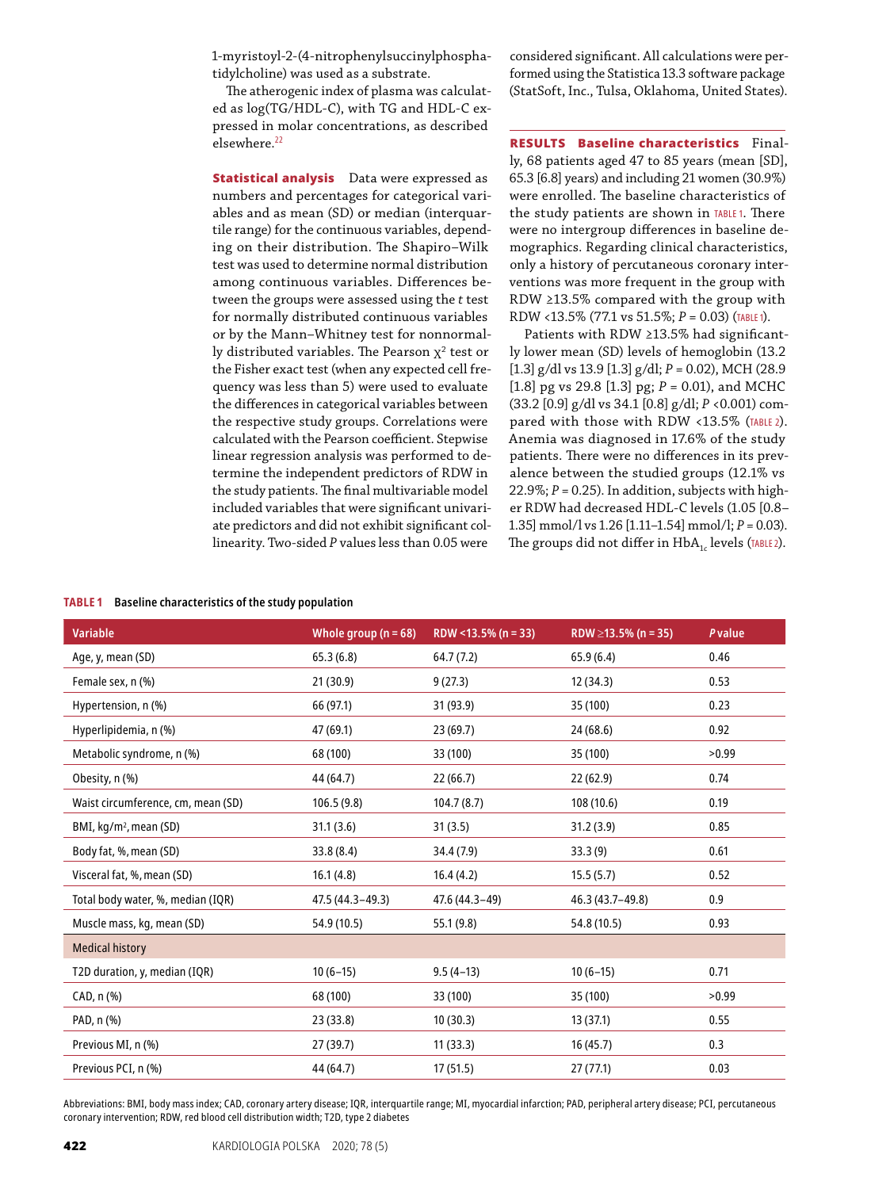1-myristoyl-2-(4-nitrophenylsuccinylphosphatidylcholine) was used as a substrate.

The atherogenic index of plasma was calculated as log(TG/HDL-C), with TG and HDL-C expressed in molar concentrations, as described elsewhere.[22]

**Statistical analysis** Data were expressed as numbers and percentages for categorical variables and as mean (SD) or median (interquartile range) for the continuous variables, depending on their distribution. The Shapiro–Wilk test was used to determine normal distribution among continuous variables. Differences between the groups were assessed using the *t* test for normally distributed continuous variables or by the Mann–Whitney test for nonnormally distributed variables. The Pearson $\chi^2$ test or the Fisher exact test (when any expected cell frequency was less than 5) were used to evaluate the differences in categorical variables between the respective study groups. Correlations were calculated with the Pearson coefficient. Stepwise linear regression analysis was performed to determine the independent predictors of RDW in the study patients. The final multivariable model included variables that were significant univariate predictors and did not exhibit significant collinearity. Two-sided *P* values less than 0.05 were considered significant. All calculations were performed using the Statistica 13.3 software package (StatSoft, Inc., Tulsa, Oklahoma, United States).

## RESULTS

**Baseline characteristics** Finally, 68 patients aged 47 to 85 years (mean [SD], 65.3 [6.8] years) and including 21 women (30.9%) were enrolled. The baseline characteristics of the study patients are shown in TABLE 1. There were no intergroup differences in baseline demographics. Regarding clinical characteristics, only a history of percutaneous coronary interventions was more frequent in the group with RDW ≥13.5% compared with the group with RDW <13.5% (77.1 vs 51.5%; *P* = 0.03) (TABLE 1).

Patients with RDW ≥13.5% had significantly lower mean (SD) levels of hemoglobin (13.2 [1.3] g/dl vs 13.9 [1.3] g/dl; *P* = 0.02), MCH (28.9 [1.8] pg vs 29.8 [1.3] pg; *P* = 0.01), and MCHC (33.2 [0.9] g/dl vs 34.1 [0.8] g/dl; *P* <0.001) compared with those with RDW <13.5% (TABLE 2). Anemia was diagnosed in 17.6% of the study patients. There were no differences in its prevalence between the studied groups (12.1% vs 22.9%; *P* = 0.25). In addition, subjects with higher RDW had decreased HDL-C levels (1.05 [0.8–1.35] mmol/l vs 1.26 [1.11–1.54] mmol/l; *P* = 0.03). The groups did not differ in $HbA_{1c}$ levels (TABLE 2).

**TABLE 1** Baseline characteristics of the study population

| Variable | Whole group (n = 68) | RDW <13.5% (n = 33) | RDW ≥13.5% (n = 35) | *P* value |
|---|---|---|---|---|
| Age, y, mean (SD) | 65.3 (6.8) | 64.7 (7.2) | 65.9 (6.4) | 0.46 |
| Female sex, n (%) | 21 (30.9) | 9 (27.3) | 12 (34.3) | 0.53 |
| Hypertension, n (%) | 66 (97.1) | 31 (93.9) | 35 (100) | 0.23 |
| Hyperlipidemia, n (%) | 47 (69.1) | 23 (69.7) | 24 (68.6) | 0.92 |
| Metabolic syndrome, n (%) | 68 (100) | 33 (100) | 35 (100) | >0.99 |
| Obesity, n (%) | 44 (64.7) | 22 (66.7) | 22 (62.9) | 0.74 |
| Waist circumference, cm, mean (SD) | 106.5 (9.8) | 104.7 (8.7) | 108 (10.6) | 0.19 |
| BMI, kg/m², mean (SD) | 31.1 (3.6) | 31 (3.5) | 31.2 (3.9) | 0.85 |
| Body fat, %, mean (SD) | 33.8 (8.4) | 34.4 (7.9) | 33.3 (9) | 0.61 |
| Visceral fat, %, mean (SD) | 16.1 (4.8) | 16.4 (4.2) | 15.5 (5.7) | 0.52 |
| Total body water, %, median (IQR) | 47.5 (44.3–49.3) | 47.6 (44.3–49) | 46.3 (43.7–49.8) | 0.9 |
| Muscle mass, kg, mean (SD) | 54.9 (10.5) | 55.1 (9.8) | 54.8 (10.5) | 0.93 |
| Medical history | | | | |
| T2D duration, y, median (IQR) | 10 (6–15) | 9.5 (4–13) | 10 (6–15) | 0.71 |
| CAD, n (%) | 68 (100) | 33 (100) | 35 (100) | >0.99 |
| PAD, n (%) | 23 (33.8) | 10 (30.3) | 13 (37.1) | 0.55 |
| Previous MI, n (%) | 27 (39.7) | 11 (33.3) | 16 (45.7) | 0.3 |
| Previous PCI, n (%) | 44 (64.7) | 17 (51.5) | 27 (77.1) | 0.03 |

Abbreviations: BMI, body mass index; CAD, coronary artery disease; IQR, interquartile range; MI, myocardial infarction; PAD, peripheral artery disease; PCI, percutaneous coronary intervention; RDW, red blood cell distribution width; T2D, type 2 diabetes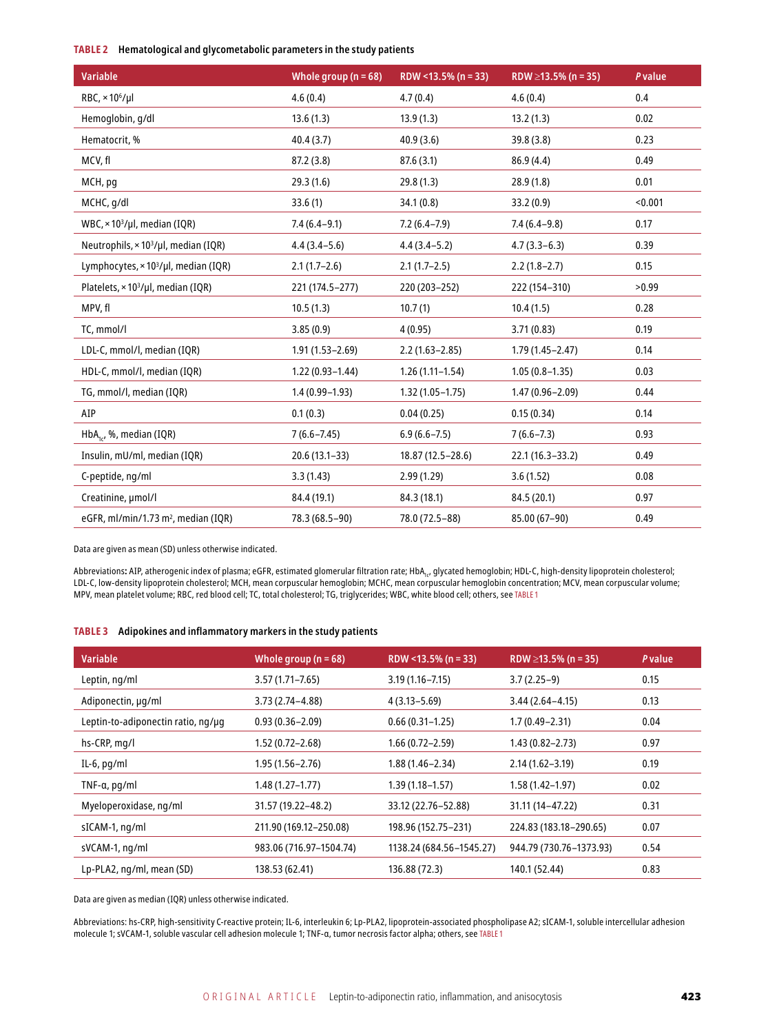**TABLE 2** Hematological and glycometabolic parameters in the study patients

| Variable | Whole group (n = 68) | RDW <13.5% (n = 33) | RDW ≥13.5% (n = 35) | *P* value |
|---|---|---|---|---|
| RBC, $\times 10^6$/µl | 4.6 (0.4) | 4.7 (0.4) | 4.6 (0.4) | 0.4 |
| Hemoglobin, g/dl | 13.6 (1.3) | 13.9 (1.3) | 13.2 (1.3) | 0.02 |
| Hematocrit, % | 40.4 (3.7) | 40.9 (3.6) | 39.8 (3.8) | 0.23 |
| MCV, fl | 87.2 (3.8) | 87.6 (3.1) | 86.9 (4.4) | 0.49 |
| MCH, pg | 29.3 (1.6) | 29.8 (1.3) | 28.9 (1.8) | 0.01 |
| MCHC, g/dl | 33.6 (1) | 34.1 (0.8) | 33.2 (0.9) | <0.001 |
| WBC, $\times 10^3$/µl, median (IQR) | 7.4 (6.4–9.1) | 7.2 (6.4–7.9) | 7.4 (6.4–9.8) | 0.17 |
| Neutrophils, $\times 10^3$/µl, median (IQR) | 4.4 (3.4–5.6) | 4.4 (3.4–5.2) | 4.7 (3.3–6.3) | 0.39 |
| Lymphocytes, $\times 10^3$/µl, median (IQR) | 2.1 (1.7–2.6) | 2.1 (1.7–2.5) | 2.2 (1.8–2.7) | 0.15 |
| Platelets, $\times 10^3$/µl, median (IQR) | 221 (174.5–277) | 220 (203–252) | 222 (154–310) | >0.99 |
| MPV, fl | 10.5 (1.3) | 10.7 (1) | 10.4 (1.5) | 0.28 |
| TC, mmol/l | 3.85 (0.9) | 4 (0.95) | 3.71 (0.83) | 0.19 |
| LDL-C, mmol/l, median (IQR) | 1.91 (1.53–2.69) | 2.2 (1.63–2.85) | 1.79 (1.45–2.47) | 0.14 |
| HDL-C, mmol/l, median (IQR) | 1.22 (0.93–1.44) | 1.26 (1.11–1.54) | 1.05 (0.8–1.35) | 0.03 |
| TG, mmol/l, median (IQR) | 1.4 (0.99–1.93) | 1.32 (1.05–1.75) | 1.47 (0.96–2.09) | 0.44 |
| AIP | 0.1 (0.3) | 0.04 (0.25) | 0.15 (0.34) | 0.14 |
| $HbA_{1c}$, %, median (IQR) | 7 (6.6–7.45) | 6.9 (6.6–7.5) | 7 (6.6–7.3) | 0.93 |
| Insulin, mU/ml, median (IQR) | 20.6 (13.1–33) | 18.87 (12.5–28.6) | 22.1 (16.3–33.2) | 0.49 |
| C-peptide, ng/ml | 3.3 (1.43) | 2.99 (1.29) | 3.6 (1.52) | 0.08 |
| Creatinine, µmol/l | 84.4 (19.1) | 84.3 (18.1) | 84.5 (20.1) | 0.97 |
| eGFR, ml/min/1.73 $m^2$, median (IQR) | 78.3 (68.5–90) | 78.0 (72.5–88) | 85.00 (67–90) | 0.49 |

Data are given as mean (SD) unless otherwise indicated.

Abbreviations: AIP, atherogenic index of plasma; eGFR, estimated glomerular filtration rate; $HbA_{1c}$, glycated hemoglobin; HDL-C, high-density lipoprotein cholesterol; LDL-C, low-density lipoprotein cholesterol; MCH, mean corpuscular hemoglobin; MCHC, mean corpuscular hemoglobin concentration; MCV, mean corpuscular volume; MPV, mean platelet volume; RBC, red blood cell; TC, total cholesterol; TG, triglycerides; WBC, white blood cell; others, see TABLE 1

**TABLE 3** Adipokines and inflammatory markers in the study patients

| Variable | Whole group (n = 68) | RDW <13.5% (n = 33) | RDW ≥13.5% (n = 35) | *P* value |
|---|---|---|---|---|
| Leptin, ng/ml | 3.57 (1.71–7.65) | 3.19 (1.16–7.15) | 3.7 (2.25–9) | 0.15 |
| Adiponectin, µg/ml | 3.73 (2.74–4.88) | 4 (3.13–5.69) | 3.44 (2.64–4.15) | 0.13 |
| Leptin-to-adiponectin ratio, ng/µg | 0.93 (0.36–2.09) | 0.66 (0.31–1.25) | 1.7 (0.49–2.31) | 0.04 |
| hs-CRP, mg/l | 1.52 (0.72–2.68) | 1.66 (0.72–2.59) | 1.43 (0.82–2.73) | 0.97 |
| IL-6, pg/ml | 1.95 (1.56–2.76) | 1.88 (1.46–2.34) | 2.14 (1.62–3.19) | 0.19 |
| TNF-α, pg/ml | 1.48 (1.27–1.77) | 1.39 (1.18–1.57) | 1.58 (1.42–1.97) | 0.02 |
| Myeloperoxidase, ng/ml | 31.57 (19.22–48.2) | 33.12 (22.76–52.88) | 31.11 (14–47.22) | 0.31 |
| sICAM-1, ng/ml | 211.90 (169.12–250.08) | 198.96 (152.75–231) | 224.83 (183.18–290.65) | 0.07 |
| sVCAM-1, ng/ml | 983.06 (716.97–1504.74) | 1138.24 (684.56–1545.27) | 944.79 (730.76–1373.93) | 0.54 |
| Lp-PLA2, ng/ml, mean (SD) | 138.53 (62.41) | 136.88 (72.3) | 140.1 (52.44) | 0.83 |

Data are given as median (IQR) unless otherwise indicated.

Abbreviations: hs-CRP, high-sensitivity C-reactive protein; IL-6, interleukin 6; Lp-PLA2, lipoprotein-associated phospholipase A2; sICAM-1, soluble intercellular adhesion molecule 1; sVCAM-1, soluble vascular cell adhesion molecule 1; TNF-α, tumor necrosis factor alpha; others, see TABLE 1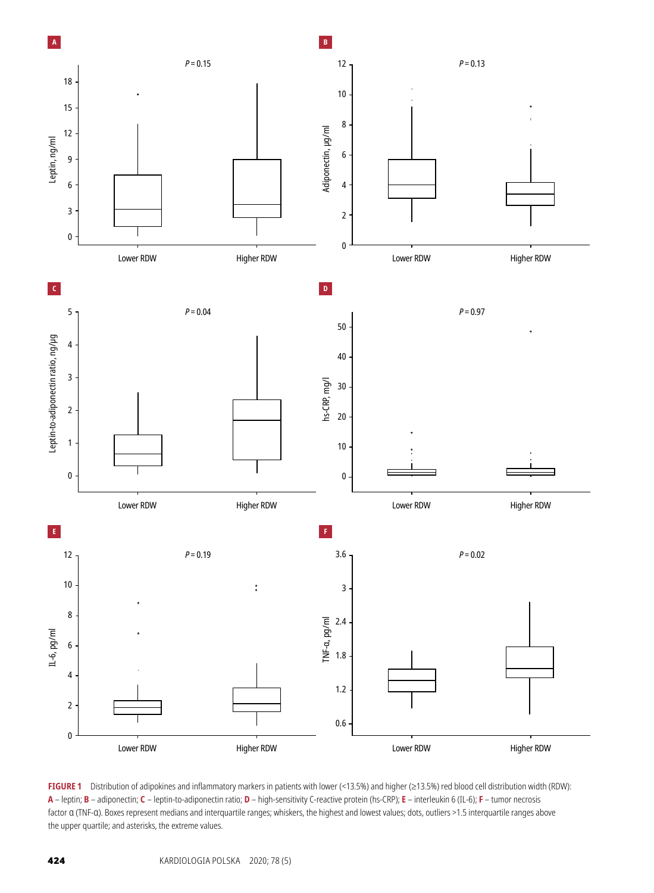**FIGURE 1** Distribution of adipokines and inflammatory markers in patients with lower (<13.5%) and higher (≥13.5%) red blood cell distribution width (RDW): **A** – leptin; **B** – adiponectin; **C** – leptin-to-adiponectin ratio; **D** – high-sensitivity C-reactive protein (hs-CRP); **E** – interleukin 6 (IL-6); **F** – tumor necrosis factor α (TNF-α). Boxes represent medians and interquartile ranges; whiskers, the highest and lowest values; dots, outliers >1.5 interquartile ranges above the upper quartile; and asterisks, the extreme values.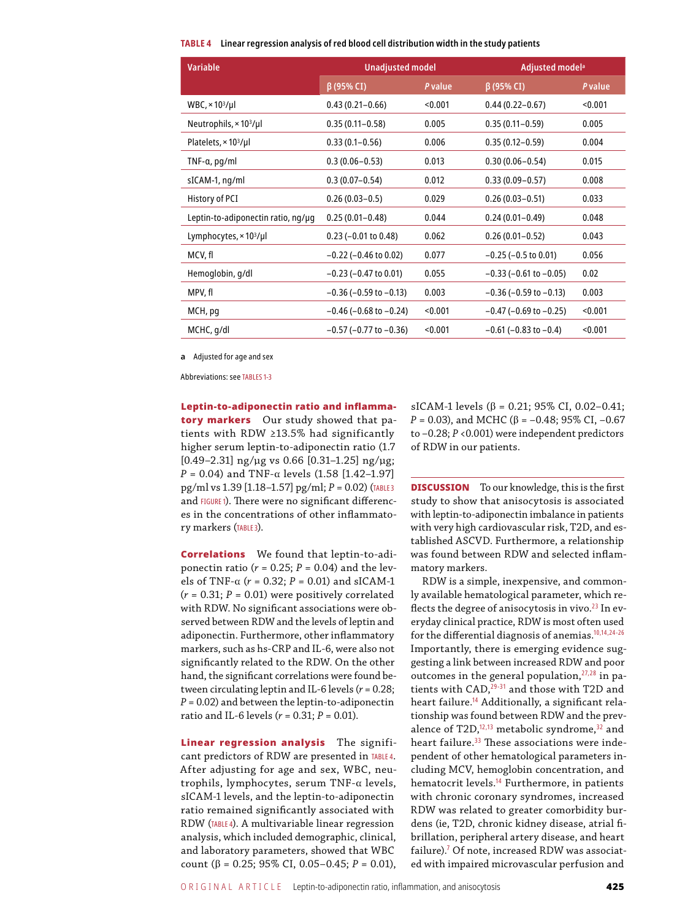**TABLE 4** Linear regression analysis of red blood cell distribution width in the study patients

| Variable | Unadjusted model | | Adjusted model[a] | |
|---|---|---|---|---|
| | β (95% CI) | *P* value | β (95% CI) | *P* value |
| WBC, $\times 10^3$/μl | 0.43 (0.21–0.66) | <0.001 | 0.44 (0.22–0.67) | <0.001 |
| Neutrophils, $\times 10^3$/μl | 0.35 (0.11–0.58) | 0.005 | 0.35 (0.11–0.59) | 0.005 |
| Platelets, $\times 10^3$/μl | 0.33 (0.1–0.56) | 0.006 | 0.35 (0.12–0.59) | 0.004 |
| TNF-α, pg/ml | 0.3 (0.06–0.53) | 0.013 | 0.30 (0.06–0.54) | 0.015 |
| sICAM-1, ng/ml | 0.3 (0.07–0.54) | 0.012 | 0.33 (0.09–0.57) | 0.008 |
| History of PCI | 0.26 (0.03–0.5) | 0.029 | 0.26 (0.03–0.51) | 0.033 |
| Leptin-to-adiponectin ratio, ng/μg | 0.25 (0.01–0.48) | 0.044 | 0.24 (0.01–0.49) | 0.048 |
| Lymphocytes, $\times 10^3$/μl | 0.23 (−0.01 to 0.48) | 0.062 | 0.26 (0.01–0.52) | 0.043 |
| MCV, fl | −0.22 (−0.46 to 0.02) | 0.077 | −0.25 (−0.5 to 0.01) | 0.056 |
| Hemoglobin, g/dl | −0.23 (−0.47 to 0.01) | 0.055 | −0.33 (−0.61 to −0.05) | 0.02 |
| MPV, fl | −0.36 (−0.59 to −0.13) | 0.003 | −0.36 (−0.59 to −0.13) | 0.003 |
| MCH, pg | −0.46 (−0.68 to −0.24) | <0.001 | −0.47 (−0.69 to −0.25) | <0.001 |
| MCHC, g/dl | −0.57 (−0.77 to −0.36) | <0.001 | −0.61 (−0.83 to −0.4) | <0.001 |

**a** Adjusted for age and sex

Abbreviations: see TABLES 1-3

**Leptin-to-adiponectin ratio and inflammatory markers** Our study showed that patients with RDW ≥13.5% had significantly higher serum leptin-to-adiponectin ratio (1.7 [0.49–2.31] ng/μg vs 0.66 [0.31–1.25] ng/μg; $P = 0.04$) and TNF-α levels (1.58 [1.42–1.97] pg/ml vs 1.39 [1.18–1.57] pg/ml; $P = 0.02$) (TABLE 3 and FIGURE 1). There were no significant differences in the concentrations of other inflammatory markers (TABLE 3).

**Correlations** We found that leptin-to-adiponectin ratio ($r = 0.25$; $P = 0.04$) and the levels of TNF-α ($r = 0.32$; $P = 0.01$) and sICAM-1 ($r = 0.31$; $P = 0.01$) were positively correlated with RDW. No significant associations were observed between RDW and the levels of leptin and adiponectin. Furthermore, other inflammatory markers, such as hs-CRP and IL-6, were also not significantly related to the RDW. On the other hand, the significant correlations were found between circulating leptin and IL-6 levels ($r = 0.28$; $P = 0.02$) and between the leptin-to-adiponectin ratio and IL-6 levels ($r = 0.31$; $P = 0.01$).

**Linear regression analysis** The significant predictors of RDW are presented in TABLE 4. After adjusting for age and sex, WBC, neutrophils, lymphocytes, serum TNF-α levels, sICAM-1 levels, and the leptin-to-adiponectin ratio remained significantly associated with RDW (TABLE 4). A multivariable linear regression analysis, which included demographic, clinical, and laboratory parameters, showed that WBC count (β = 0.25; 95% CI, 0.05–0.45; $P = 0.01$), sICAM-1 levels (β = 0.21; 95% CI, 0.02–0.41; $P = 0.03$), and MCHC (β = −0.48; 95% CI, −0.67 to −0.28; $P < 0.001$) were independent predictors of RDW in our patients.

**DISCUSSION** To our knowledge, this is the first study to show that anisocytosis is associated with leptin-to-adiponectin imbalance in patients with very high cardiovascular risk, T2D, and established ASCVD. Furthermore, a relationship was found between RDW and selected inflammatory markers.

RDW is a simple, inexpensive, and commonly available hematological parameter, which reflects the degree of anisocytosis in vivo.[23] In everyday clinical practice, RDW is most often used for the differential diagnosis of anemias.[10,14,24-26] Importantly, there is emerging evidence suggesting a link between increased RDW and poor outcomes in the general population,[27,28] in patients with CAD,[29-31] and those with T2D and heart failure.[14] Additionally, a significant relationship was found between RDW and the prevalence of T2D,[12,13] metabolic syndrome,[32] and heart failure.[33] These associations were independent of other hematological parameters including MCV, hemoglobin concentration, and hematocrit levels.[14] Furthermore, in patients with chronic coronary syndromes, increased RDW was related to greater comorbidity burdens (ie, T2D, chronic kidney disease, atrial fibrillation, peripheral artery disease, and heart failure).[7] Of note, increased RDW was associated with impaired microvascular perfusion and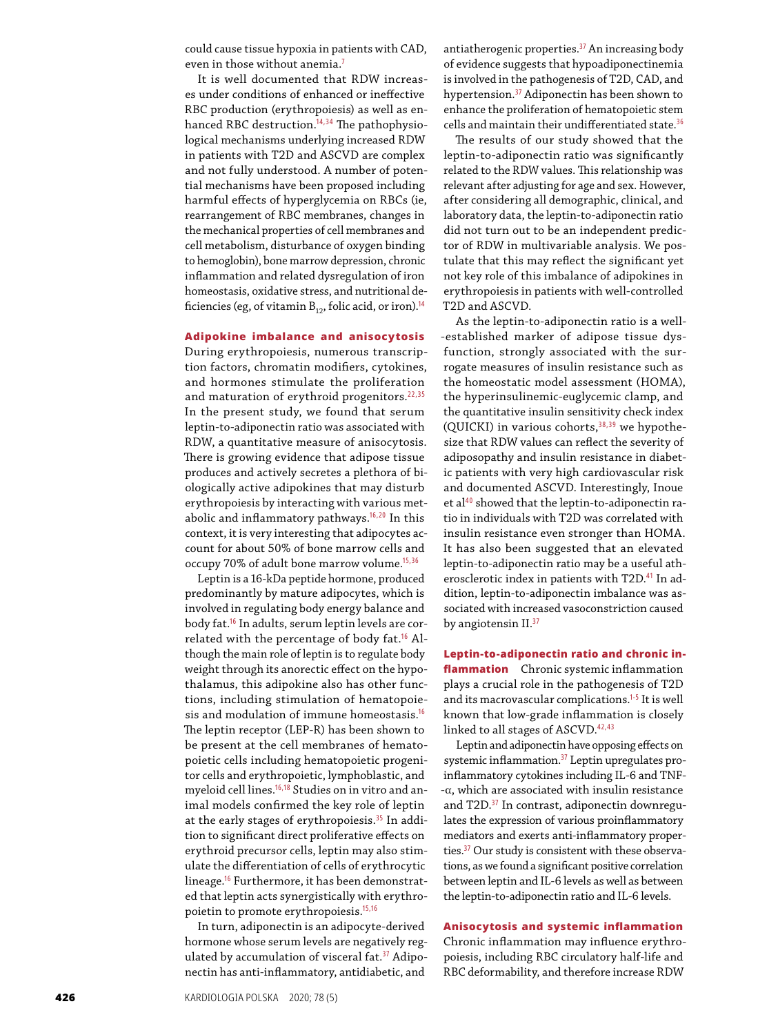could cause tissue hypoxia in patients with CAD, even in those without anemia.[7]

It is well documented that RDW increases under conditions of enhanced or ineffective RBC production (erythropoiesis) as well as enhanced RBC destruction.[14,34] The pathophysiological mechanisms underlying increased RDW in patients with T2D and ASCVD are complex and not fully understood. A number of potential mechanisms have been proposed including harmful effects of hyperglycemia on RBCs (ie, rearrangement of RBC membranes, changes in the mechanical properties of cell membranes and cell metabolism, disturbance of oxygen binding to hemoglobin), bone marrow depression, chronic inflammation and related dysregulation of iron homeostasis, oxidative stress, and nutritional deficiencies (eg, of vitamin $B_{12}$, folic acid, or iron).[14]

**Adipokine imbalance and anisocytosis** During erythropoiesis, numerous transcription factors, chromatin modifiers, cytokines, and hormones stimulate the proliferation and maturation of erythroid progenitors.[22,35] In the present study, we found that serum leptin-to-adiponectin ratio was associated with RDW, a quantitative measure of anisocytosis. There is growing evidence that adipose tissue produces and actively secretes a plethora of biologically active adipokines that may disturb erythropoiesis by interacting with various metabolic and inflammatory pathways.[16,20] In this context, it is very interesting that adipocytes account for about 50% of bone marrow cells and occupy 70% of adult bone marrow volume.[15,36]

Leptin is a 16-kDa peptide hormone, produced predominantly by mature adipocytes, which is involved in regulating body energy balance and body fat.[16] In adults, serum leptin levels are correlated with the percentage of body fat.[16] Although the main role of leptin is to regulate body weight through its anorectic effect on the hypothalamus, this adipokine also has other functions, including stimulation of hematopoiesis and modulation of immune homeostasis.[16] The leptin receptor (LEP-R) has been shown to be present at the cell membranes of hematopoietic cells including hematopoietic progenitor cells and erythropoietic, lymphoblastic, and myeloid cell lines.[16,18] Studies on in vitro and animal models confirmed the key role of leptin at the early stages of erythropoiesis.[35] In addition to significant direct proliferative effects on erythroid precursor cells, leptin may also stimulate the differentiation of cells of erythrocytic lineage.[16] Furthermore, it has been demonstrated that leptin acts synergistically with erythropoietin to promote erythropoiesis.[15,16]

In turn, adiponectin is an adipocyte-derived hormone whose serum levels are negatively regulated by accumulation of visceral fat.[37] Adiponectin has anti-inflammatory, antidiabetic, and antiatherogenic properties.[37] An increasing body of evidence suggests that hypoadiponectinemia is involved in the pathogenesis of T2D, CAD, and hypertension.[37] Adiponectin has been shown to enhance the proliferation of hematopoietic stem cells and maintain their undifferentiated state.[36]

The results of our study showed that the leptin-to-adiponectin ratio was significantly related to the RDW values. This relationship was relevant after adjusting for age and sex. However, after considering all demographic, clinical, and laboratory data, the leptin-to-adiponectin ratio did not turn out to be an independent predictor of RDW in multivariable analysis. We postulate that this may reflect the significant yet not key role of this imbalance of adipokines in erythropoiesis in patients with well-controlled T2D and ASCVD.

As the leptin-to-adiponectin ratio is a well-established marker of adipose tissue dysfunction, strongly associated with the surrogate measures of insulin resistance such as the homeostatic model assessment (HOMA), the hyperinsulinemic-euglycemic clamp, and the quantitative insulin sensitivity check index (QUICKI) in various cohorts,[38,39] we hypothesize that RDW values can reflect the severity of adiposopathy and insulin resistance in diabetic patients with very high cardiovascular risk and documented ASCVD. Interestingly, Inoue et al[40] showed that the leptin-to-adiponectin ratio in individuals with T2D was correlated with insulin resistance even stronger than HOMA. It has also been suggested that an elevated leptin-to-adiponectin ratio may be a useful atherosclerotic index in patients with T2D.[41] In addition, leptin-to-adiponectin imbalance was associated with increased vasoconstriction caused by angiotensin II.[37]

**Leptin-to-adiponectin ratio and chronic inflammation** Chronic systemic inflammation plays a crucial role in the pathogenesis of T2D and its macrovascular complications.[1-5] It is well known that low-grade inflammation is closely linked to all stages of ASCVD.[42,43]

Leptin and adiponectin have opposing effects on systemic inflammation.[37] Leptin upregulates proinflammatory cytokines including IL-6 and TNF-α, which are associated with insulin resistance and T2D.[37] In contrast, adiponectin downregulates the expression of various proinflammatory mediators and exerts anti-inflammatory properties.[37] Our study is consistent with these observations, as we found a significant positive correlation between leptin and IL-6 levels as well as between the leptin-to-adiponectin ratio and IL-6 levels.

**Anisocytosis and systemic inflammation** Chronic inflammation may influence erythropoiesis, including RBC circulatory half-life and RBC deformability, and therefore increase RDW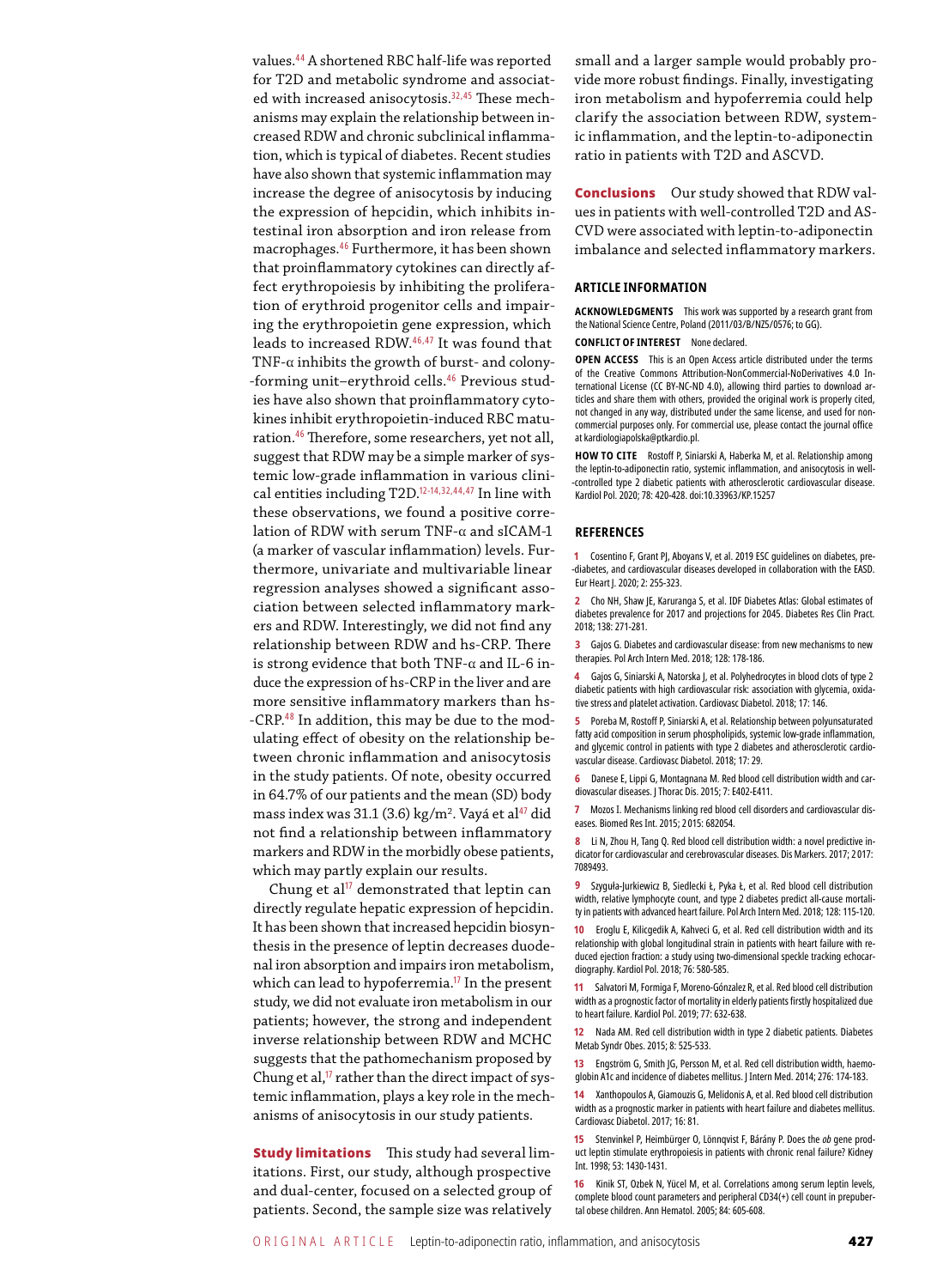values.[44] A shortened RBC half-life was reported for T2D and metabolic syndrome and associated with increased anisocytosis.[32,45] These mechanisms may explain the relationship between increased RDW and chronic subclinical inflammation, which is typical of diabetes. Recent studies have also shown that systemic inflammation may increase the degree of anisocytosis by inducing the expression of hepcidin, which inhibits intestinal iron absorption and iron release from macrophages.[46] Furthermore, it has been shown that proinflammatory cytokines can directly affect erythropoiesis by inhibiting the proliferation of erythroid progenitor cells and impairing the erythropoietin gene expression, which leads to increased RDW.[46,47] It was found that TNF-α inhibits the growth of burst- and colony--forming unit–erythroid cells.[46] Previous studies have also shown that proinflammatory cytokines inhibit erythropoietin-induced RBC maturation.[46] Therefore, some researchers, yet not all, suggest that RDW may be a simple marker of systemic low-grade inflammation in various clinical entities including T2D.[12-14,32,44,47] In line with these observations, we found a positive correlation of RDW with serum TNF-α and sICAM-1 (a marker of vascular inflammation) levels. Furthermore, univariate and multivariable linear regression analyses showed a significant association between selected inflammatory markers and RDW. Interestingly, we did not find any relationship between RDW and hs-CRP. There is strong evidence that both TNF-α and IL-6 induce the expression of hs-CRP in the liver and are more sensitive inflammatory markers than hs--CRP.[48] In addition, this may be due to the modulating effect of obesity on the relationship between chronic inflammation and anisocytosis in the study patients. Of note, obesity occurred in 64.7% of our patients and the mean (SD) body mass index was 31.1 (3.6) kg/m$^2$. Vayá et al[47] did not find a relationship between inflammatory markers and RDW in the morbidly obese patients, which may partly explain our results.

Chung et al[17] demonstrated that leptin can directly regulate hepatic expression of hepcidin. It has been shown that increased hepcidin biosynthesis in the presence of leptin decreases duodenal iron absorption and impairs iron metabolism, which can lead to hypoferremia.[17] In the present study, we did not evaluate iron metabolism in our patients; however, the strong and independent inverse relationship between RDW and MCHC suggests that the pathomechanism proposed by Chung et al,[17] rather than the direct impact of systemic inflammation, plays a key role in the mechanisms of anisocytosis in our study patients.

**Study limitations** This study had several limitations. First, our study, although prospective and dual-center, focused on a selected group of patients. Second, the sample size was relatively small and a larger sample would probably provide more robust findings. Finally, investigating iron metabolism and hypoferremia could help clarify the association between RDW, systemic inflammation, and the leptin-to-adiponectin ratio in patients with T2D and ASCVD.

**Conclusions** Our study showed that RDW values in patients with well-controlled T2D and ASCVD were associated with leptin-to-adiponectin imbalance and selected inflammatory markers.

## ARTICLE INFORMATION

**ACKNOWLEDGMENTS** This work was supported by a research grant from the National Science Centre, Poland (2011/03/B/NZ5/0576; to GG).

**CONFLICT OF INTEREST** None declared.

**OPEN ACCESS** This is an Open Access article distributed under the terms of the Creative Commons Attribution-NonCommercial-NoDerivatives 4.0 International License (CC BY-NC-ND 4.0), allowing third parties to download articles and share them with others, provided the original work is properly cited, not changed in any way, distributed under the same license, and used for noncommercial purposes only. For commercial use, please contact the journal office at kardiologiapolska@ptkardio.pl.

**HOW TO CITE** Rostoff P, Siniarski A, Haberka M, et al. Relationship among the leptin-to-adiponectin ratio, systemic inflammation, and anisocytosis in well--controlled type 2 diabetic patients with atherosclerotic cardiovascular disease. Kardiol Pol. 2020; 78: 420-428. doi:10.33963/KP.15257

## REFERENCES

1 Cosentino F, Grant PJ, Aboyans V, et al. 2019 ESC guidelines on diabetes, pre--diabetes, and cardiovascular diseases developed in collaboration with the EASD. Eur Heart J. 2020; 2: 255-323.

2 Cho NH, Shaw JE, Karuranga S, et al. IDF Diabetes Atlas: Global estimates of diabetes prevalence for 2017 and projections for 2045. Diabetes Res Clin Pract. 2018; 138: 271-281.

3 Gajos G. Diabetes and cardiovascular disease: from new mechanisms to new therapies. Pol Arch Intern Med. 2018; 128: 178-186.

4 Gajos G, Siniarski A, Natorska J, et al. Polyhedrocytes in blood clots of type 2 diabetic patients with high cardiovascular risk: association with glycemia, oxidative stress and platelet activation. Cardiovasc Diabetol. 2018; 17: 146.

5 Poreba M, Rostoff P, Siniarski A, et al. Relationship between polyunsaturated fatty acid composition in serum phospholipids, systemic low-grade inflammation, and glycemic control in patients with type 2 diabetes and atherosclerotic cardiovascular disease. Cardiovasc Diabetol. 2018; 17: 29.

6 Danese E, Lippi G, Montagnana M. Red blood cell distribution width and cardiovascular diseases. J Thorac Dis. 2015; 7: E402-E411.

7 Mozos I. Mechanisms linking red blood cell disorders and cardiovascular diseases. Biomed Res Int. 2015; 2015: 682054.

8 Li N, Zhou H, Tang Q. Red blood cell distribution width: a novel predictive indicator for cardiovascular and cerebrovascular diseases. Dis Markers. 2017; 2017: 7089493.

9 Szyguła-Jurkiewicz B, Siedlecki Ł, Pyka Ł, et al. Red blood cell distribution width, relative lymphocyte count, and type 2 diabetes predict all-cause mortality in patients with advanced heart failure. Pol Arch Intern Med. 2018; 128: 115-120.

10 Eroglu E, Kilicgedik A, Kahveci G, et al. Red cell distribution width and its relationship with global longitudinal strain in patients with heart failure with reduced ejection fraction: a study using two-dimensional speckle tracking echocardiography. Kardiol Pol. 2018; 76: 580-585.

11 Salvatori M, Formiga F, Moreno-Gónzalez R, et al. Red blood cell distribution width as a prognostic factor of mortality in elderly patients firstly hospitalized due to heart failure. Kardiol Pol. 2019; 77: 632-638.

12 Nada AM. Red cell distribution width in type 2 diabetic patients. Diabetes Metab Syndr Obes. 2015; 8: 525-533.

13 Engström G, Smith JG, Persson M, et al. Red cell distribution width, haemoglobin A1c and incidence of diabetes mellitus. J Intern Med. 2014; 276: 174-183.

14 Xanthopoulos A, Giamouzis G, Melidonis A, et al. Red blood cell distribution width as a prognostic marker in patients with heart failure and diabetes mellitus. Cardiovasc Diabetol. 2017; 16: 81.

15 Stenvinkel P, Heimbürger O, Lönnqvist F, Bárány P. Does the *ob* gene product leptin stimulate erythropoiesis in patients with chronic renal failure? Kidney Int. 1998; 53: 1430-1431.

16 Kinik ST, Ozbek N, Yücel M, et al. Correlations among serum leptin levels, complete blood count parameters and peripheral CD34(+) cell count in prepubertal obese children. Ann Hematol. 2005; 84: 605-608.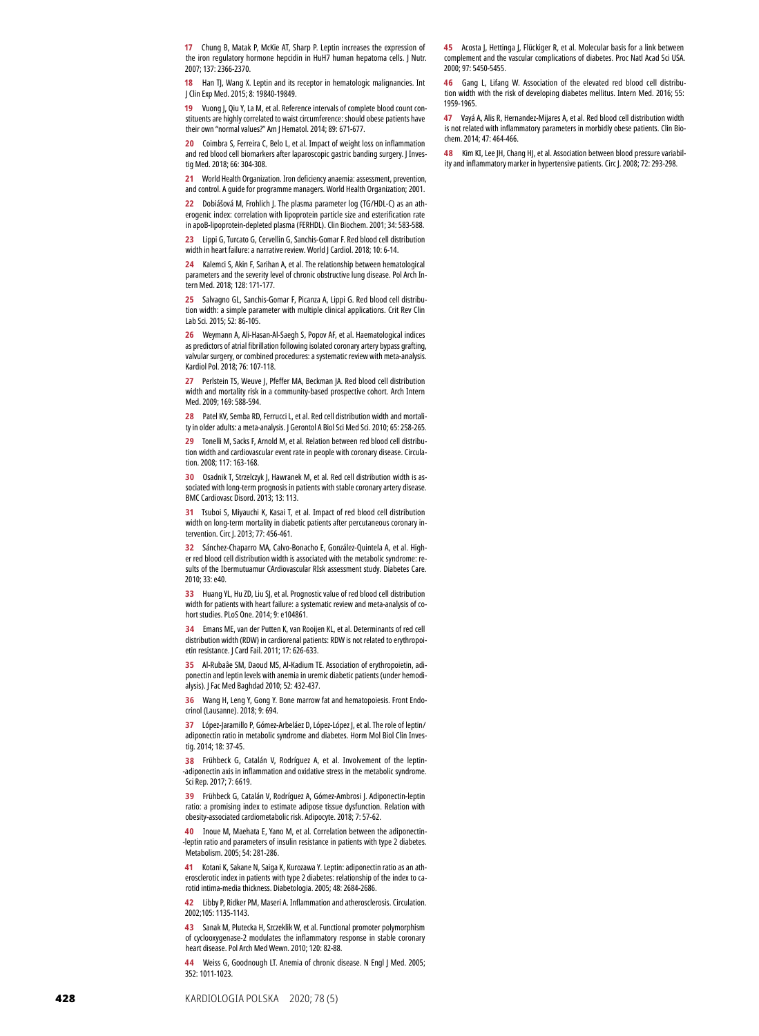17 Chung B, Matak P, McKie AT, Sharp P. Leptin increases the expression of the iron regulatory hormone hepcidin in HuH7 human hepatoma cells. J Nutr. 2007; 137: 2366-2370.

18 Han TJ, Wang X. Leptin and its receptor in hematologic malignancies. Int J Clin Exp Med. 2015; 8: 19840-19849.

19 Vuong J, Qiu Y, La M, et al. Reference intervals of complete blood count constituents are highly correlated to waist circumference: should obese patients have their own "normal values?" Am J Hematol. 2014; 89: 671-677.

20 Coimbra S, Ferreira C, Belo L, et al. Impact of weight loss on inflammation and red blood cell biomarkers after laparoscopic gastric banding surgery. J Investig Med. 2018; 66: 304-308.

21 World Health Organization. Iron deficiency anaemia: assessment, prevention, and control. A guide for programme managers. World Health Organization; 2001.

22 Dobiášová M, Frohlich J. The plasma parameter log (TG/HDL-C) as an atherogenic index: correlation with lipoprotein particle size and esterification rate in apoB-lipoprotein-depleted plasma (FERHDL). Clin Biochem. 2001; 34: 583-588.

23 Lippi G, Turcato G, Cervellin G, Sanchis-Gomar F. Red blood cell distribution width in heart failure: a narrative review. World J Cardiol. 2018; 10: 6-14.

24 Kalemci S, Akin F, Sarihan A, et al. The relationship between hematological parameters and the severity level of chronic obstructive lung disease. Pol Arch Intern Med. 2018; 128: 171-177.

25 Salvagno GL, Sanchis-Gomar F, Picanza A, Lippi G. Red blood cell distribution width: a simple parameter with multiple clinical applications. Crit Rev Clin Lab Sci. 2015; 52: 86-105.

26 Weymann A, Ali-Hasan-Al-Saegh S, Popov AF, et al. Haematological indices as predictors of atrial fibrillation following isolated coronary artery bypass grafting, valvular surgery, or combined procedures: a systematic review with meta-analysis. Kardiol Pol. 2018; 76: 107-118.

27 Perlstein TS, Weuve J, Pfeffer MA, Beckman JA. Red blood cell distribution width and mortality risk in a community-based prospective cohort. Arch Intern Med. 2009; 169: 588-594.

28 Patel KV, Semba RD, Ferrucci L, et al. Red cell distribution width and mortality in older adults: a meta-analysis. J Gerontol A Biol Sci Med Sci. 2010; 65: 258-265.

29 Tonelli M, Sacks F, Arnold M, et al. Relation between red blood cell distribution width and cardiovascular event rate in people with coronary disease. Circulation. 2008; 117: 163-168.

30 Osadnik T, Strzelczyk J, Hawranek M, et al. Red cell distribution width is associated with long-term prognosis in patients with stable coronary artery disease. BMC Cardiovasc Disord. 2013; 13: 113.

31 Tsuboi S, Miyauchi K, Kasai T, et al. Impact of red blood cell distribution width on long-term mortality in diabetic patients after percutaneous coronary intervention. Circ J. 2013; 77: 456-461.

32 Sánchez-Chaparro MA, Calvo-Bonacho E, González-Quintela A, et al. Higher red blood cell distribution width is associated with the metabolic syndrome: results of the Ibermutuamur CArdiovascular RIsk assessment study. Diabetes Care. 2010; 33: e40.

33 Huang YL, Hu ZD, Liu SJ, et al. Prognostic value of red blood cell distribution width for patients with heart failure: a systematic review and meta-analysis of cohort studies. PLoS One. 2014; 9: e104861.

34 Emans ME, van der Putten K, van Rooijen KL, et al. Determinants of red cell distribution width (RDW) in cardiorenal patients: RDW is not related to erythropoietin resistance. J Card Fail. 2011; 17: 626-633.

35 Al-Rubaâe SM, Daoud MS, Al-Kadium TE. Association of erythropoietin, adiponectin and leptin levels with anemia in uremic diabetic patients (under hemodialysis). J Fac Med Baghdad 2010; 52: 432-437.

36 Wang H, Leng Y, Gong Y. Bone marrow fat and hematopoiesis. Front Endocrinol (Lausanne). 2018; 9: 694.

37 López-Jaramillo P, Gómez-Arbeláez D, López-López J, et al. The role of leptin/adiponectin ratio in metabolic syndrome and diabetes. Horm Mol Biol Clin Investig. 2014; 18: 37-45.

38 Frühbeck G, Catalán V, Rodríguez A, et al. Involvement of the leptin-adiponectin axis in inflammation and oxidative stress in the metabolic syndrome. Sci Rep. 2017; 7: 6619.

39 Frühbeck G, Catalán V, Rodríguez A, Gómez-Ambrosi J. Adiponectin-leptin ratio: a promising index to estimate adipose tissue dysfunction. Relation with obesity-associated cardiometabolic risk. Adipocyte. 2018; 7: 57-62.

40 Inoue M, Maehata E, Yano M, et al. Correlation between the adiponectin-leptin ratio and parameters of insulin resistance in patients with type 2 diabetes. Metabolism. 2005; 54: 281-286.

41 Kotani K, Sakane N, Saiga K, Kurozawa Y. Leptin: adiponectin ratio as an atherosclerotic index in patients with type 2 diabetes: relationship of the index to carotid intima-media thickness. Diabetologia. 2005; 48: 2684-2686.

42 Libby P, Ridker PM, Maseri A. Inflammation and atherosclerosis. Circulation. 2002;105: 1135-1143.

43 Sanak M, Plutecka H, Szczeklik W, et al. Functional promoter polymorphism of cyclooxygenase-2 modulates the inflammatory response in stable coronary heart disease. Pol Arch Med Wewn. 2010; 120: 82-88.

44 Weiss G, Goodnough LT. Anemia of chronic disease. N Engl J Med. 2005; 352: 1011-1023.

45 Acosta J, Hettinga J, Flückiger R, et al. Molecular basis for a link between complement and the vascular complications of diabetes. Proc Natl Acad Sci USA. 2000; 97: 5450-5455.

46 Gang L, Lifang W. Association of the elevated red blood cell distribution width with the risk of developing diabetes mellitus. Intern Med. 2016; 55: 1959-1965.

47 Vayá A, Alis R, Hernandez-Mijares A, et al. Red blood cell distribution width is not related with inflammatory parameters in morbidly obese patients. Clin Biochem. 2014; 47: 464-466.

48 Kim KI, Lee JH, Chang HJ, et al. Association between blood pressure variability and inflammatory marker in hypertensive patients. Circ J. 2008; 72: 293-298.